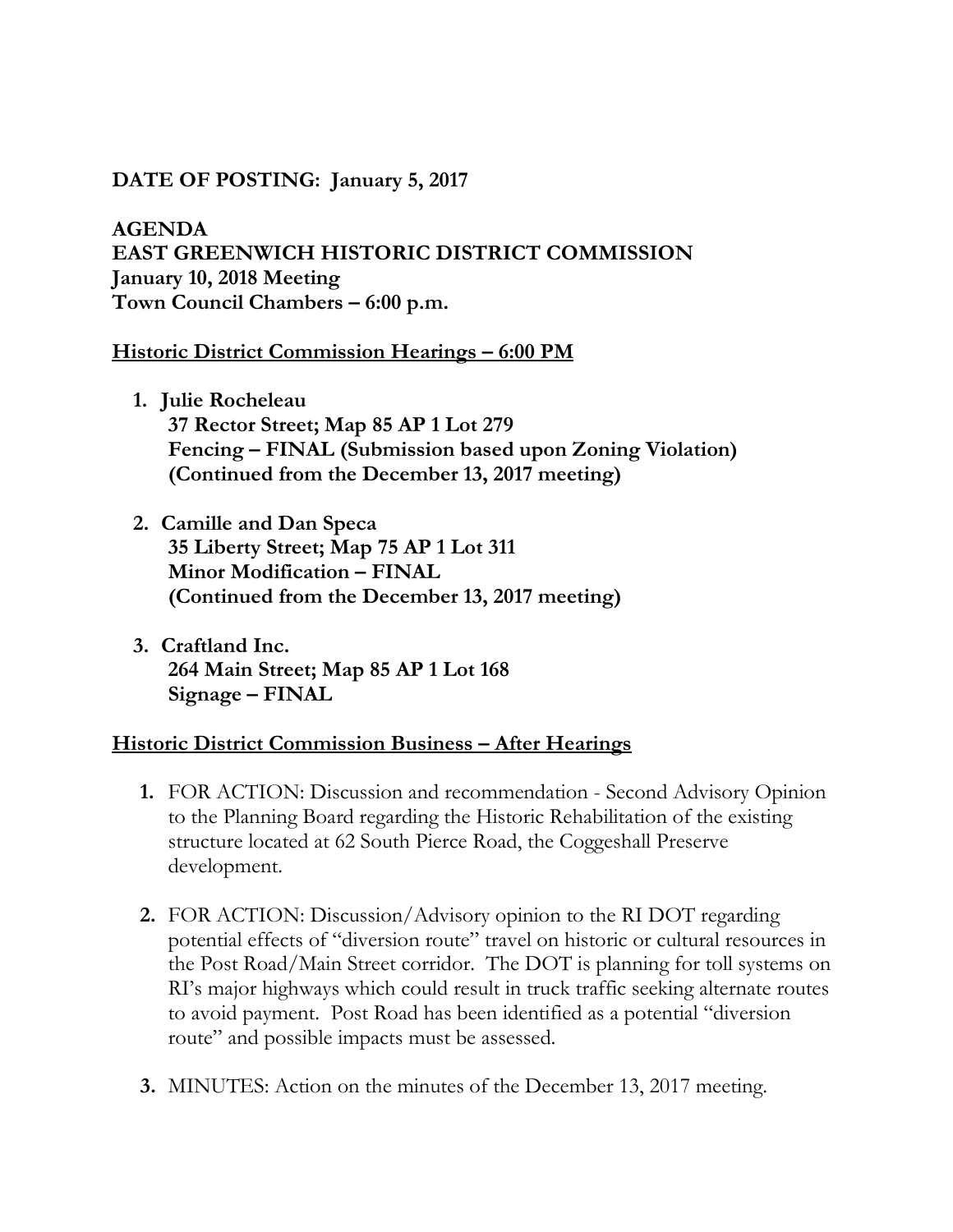**DATE OF POSTING: January 5, 2017**

**AGENDA**
**EAST GREENWICH HISTORIC DISTRICT COMMISSION**
**January 10, 2018 Meeting**
**Town Council Chambers – 6:00 p.m.**

## Historic District Commission Hearings – 6:00 PM

1. **Julie Rocheleau**
   **37 Rector Street; Map 85 AP 1 Lot 279**
   **Fencing – FINAL (Submission based upon Zoning Violation)**
   **(Continued from the December 13, 2017 meeting)**

2. **Camille and Dan Speca**
   **35 Liberty Street; Map 75 AP 1 Lot 311**
   **Minor Modification – FINAL**
   **(Continued from the December 13, 2017 meeting)**

3. **Craftland Inc.**
   **264 Main Street; Map 85 AP 1 Lot 168**
   **Signage – FINAL**

## Historic District Commission Business – After Hearings

1. FOR ACTION: Discussion and recommendation - Second Advisory Opinion to the Planning Board regarding the Historic Rehabilitation of the existing structure located at 62 South Pierce Road, the Coggeshall Preserve development.

2. FOR ACTION: Discussion/Advisory opinion to the RI DOT regarding potential effects of "diversion route" travel on historic or cultural resources in the Post Road/Main Street corridor. The DOT is planning for toll systems on RI's major highways which could result in truck traffic seeking alternate routes to avoid payment. Post Road has been identified as a potential "diversion route" and possible impacts must be assessed.

3. MINUTES: Action on the minutes of the December 13, 2017 meeting.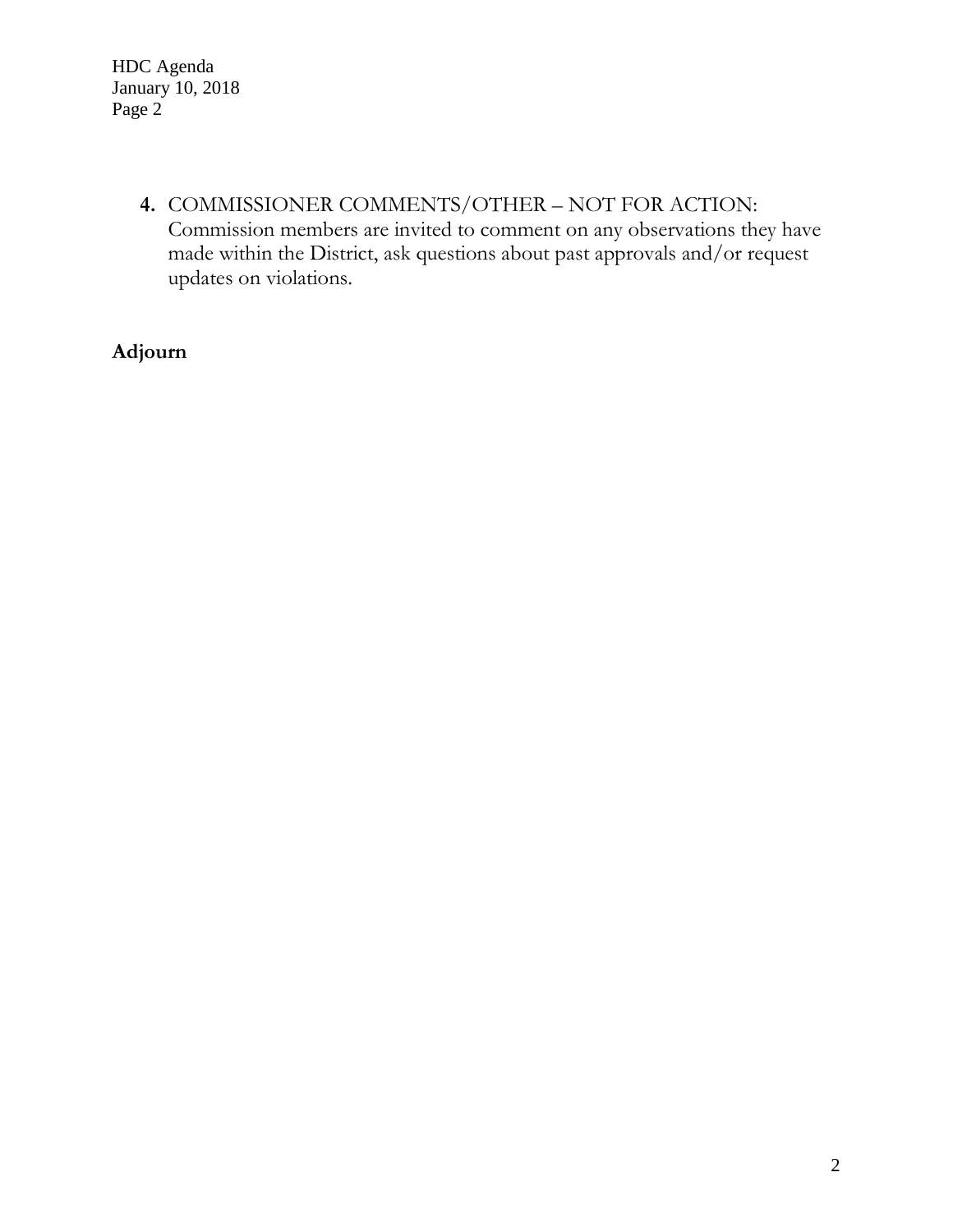4. COMMISSIONER COMMENTS/OTHER – NOT FOR ACTION: Commission members are invited to comment on any observations they have made within the District, ask questions about past approvals and/or request updates on violations.

**Adjourn**